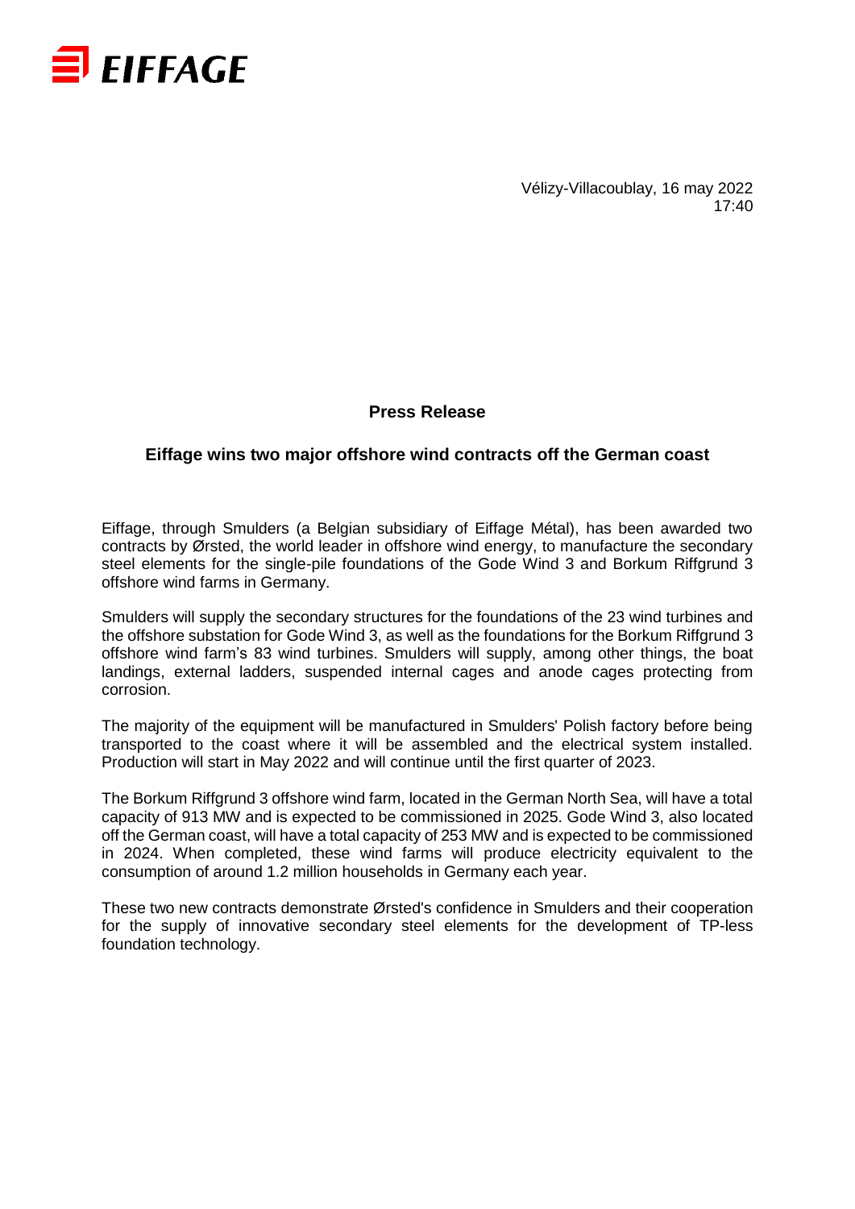EIFFAGE

Vélizy-Villacoublay, 16 may 2022
17:40

**Press Release**

## Eiffage wins two major offshore wind contracts off the German coast

Eiffage, through Smulders (a Belgian subsidiary of Eiffage Métal), has been awarded two contracts by Ørsted, the world leader in offshore wind energy, to manufacture the secondary steel elements for the single-pile foundations of the Gode Wind 3 and Borkum Riffgrund 3 offshore wind farms in Germany.

Smulders will supply the secondary structures for the foundations of the 23 wind turbines and the offshore substation for Gode Wind 3, as well as the foundations for the Borkum Riffgrund 3 offshore wind farm's 83 wind turbines. Smulders will supply, among other things, the boat landings, external ladders, suspended internal cages and anode cages protecting from corrosion.

The majority of the equipment will be manufactured in Smulders' Polish factory before being transported to the coast where it will be assembled and the electrical system installed. Production will start in May 2022 and will continue until the first quarter of 2023.

The Borkum Riffgrund 3 offshore wind farm, located in the German North Sea, will have a total capacity of 913 MW and is expected to be commissioned in 2025. Gode Wind 3, also located off the German coast, will have a total capacity of 253 MW and is expected to be commissioned in 2024. When completed, these wind farms will produce electricity equivalent to the consumption of around 1.2 million households in Germany each year.

These two new contracts demonstrate Ørsted's confidence in Smulders and their cooperation for the supply of innovative secondary steel elements for the development of TP-less foundation technology.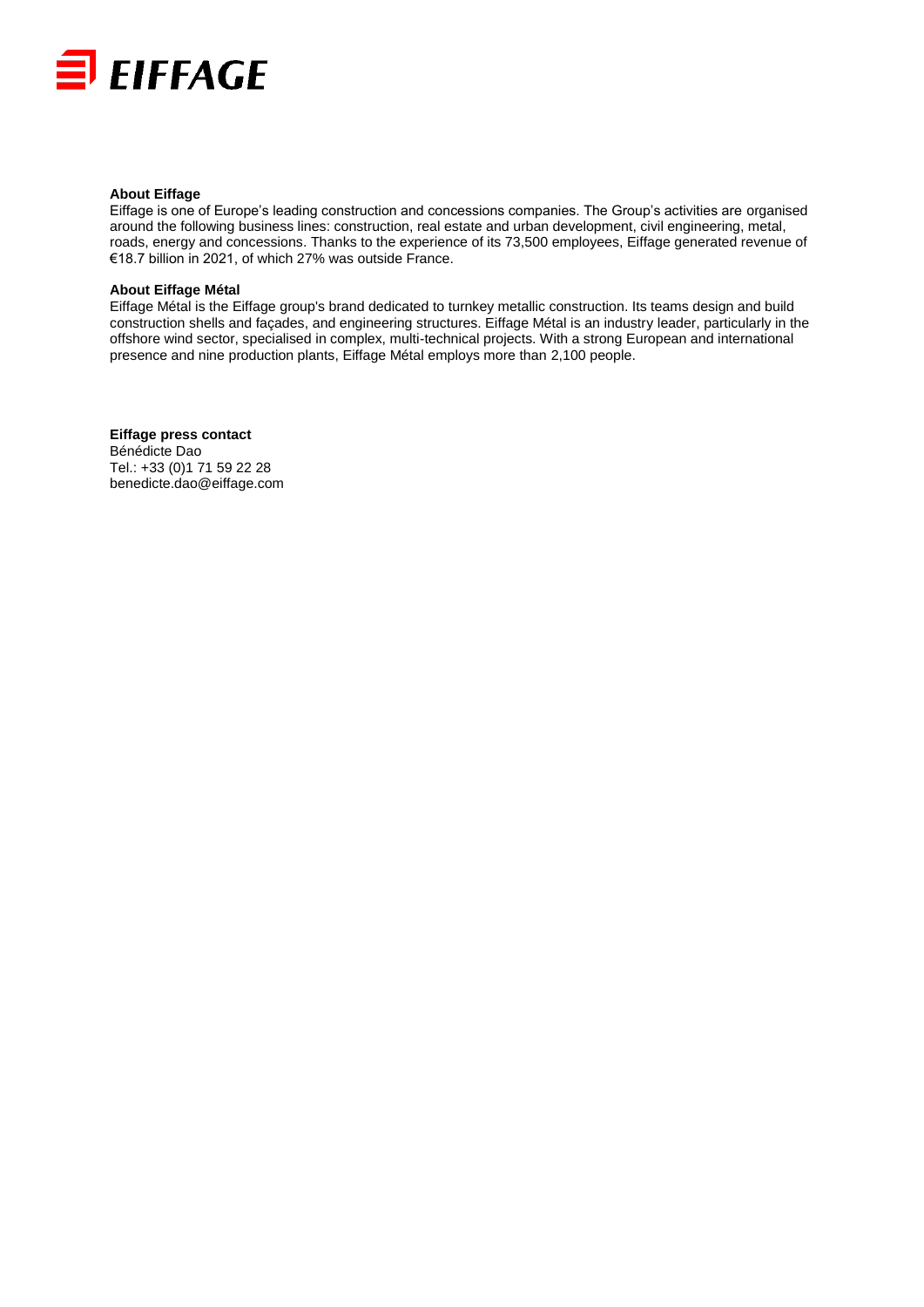**About Eiffage**
Eiffage is one of Europe's leading construction and concessions companies. The Group's activities are organised around the following business lines: construction, real estate and urban development, civil engineering, metal, roads, energy and concessions. Thanks to the experience of its 73,500 employees, Eiffage generated revenue of €18.7 billion in 2021, of which 27% was outside France.

**About Eiffage Métal**
Eiffage Métal is the Eiffage group's brand dedicated to turnkey metallic construction. Its teams design and build construction shells and façades, and engineering structures. Eiffage Métal is an industry leader, particularly in the offshore wind sector, specialised in complex, multi-technical projects. With a strong European and international presence and nine production plants, Eiffage Métal employs more than 2,100 people.

**Eiffage press contact**
Bénédicte Dao
Tel.: +33 (0)1 71 59 22 28
benedicte.dao@eiffage.com